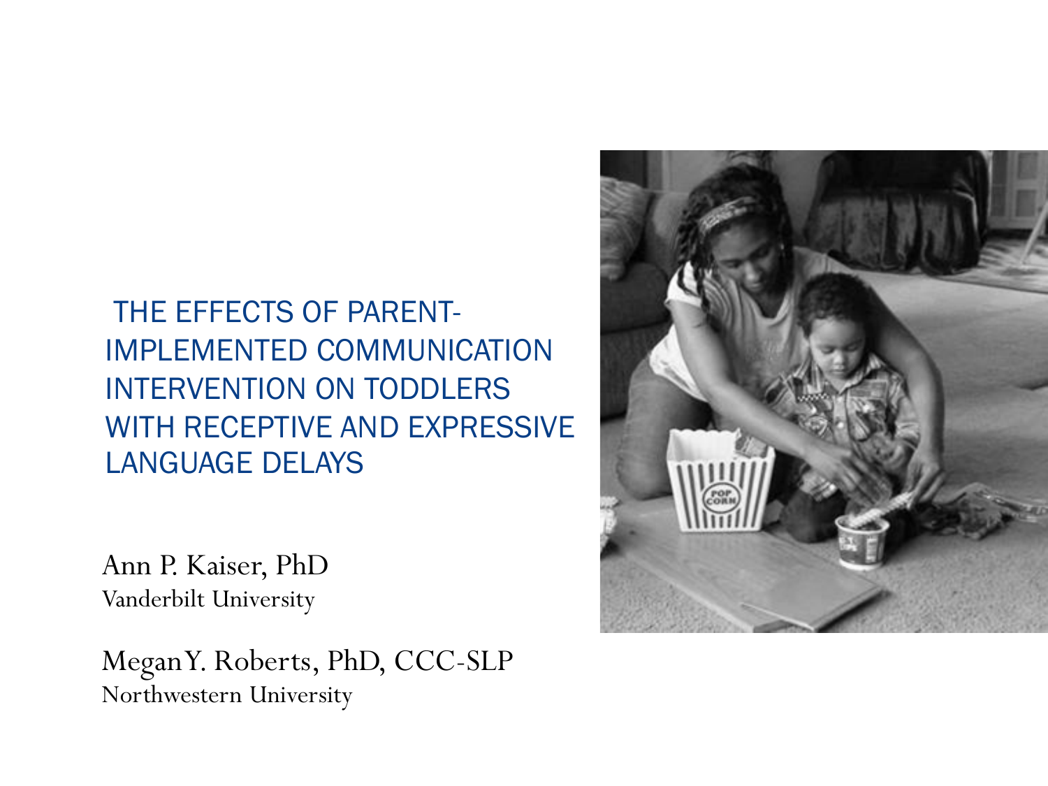# THE EFFECTS OF PARENT-IMPLEMENTED COMMUNICATION INTERVENTION ON TODDLERS WITH RECEPTIVE AND EXPRESSIVE LANGUAGE DELAYS

Ann P. Kaiser, PhD
Vanderbilt University

Megan Y. Roberts, PhD, CCC-SLP
Northwestern University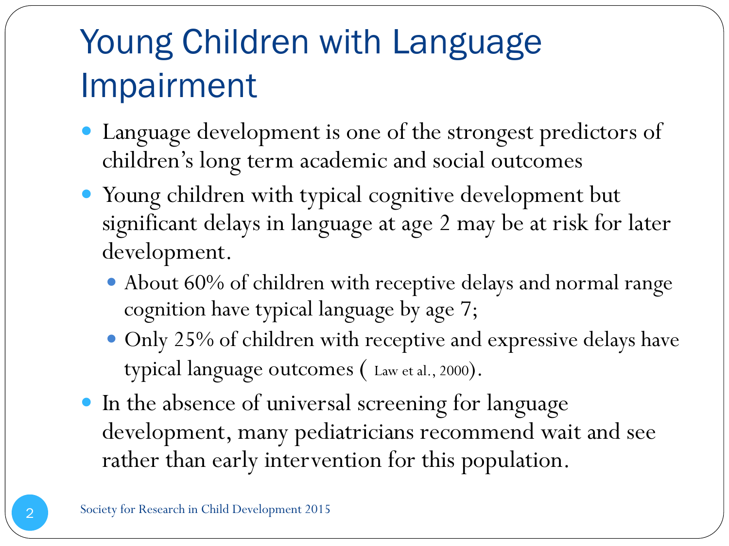# Young Children with Language Impairment

- Language development is one of the strongest predictors of children's long term academic and social outcomes
- Young children with typical cognitive development but significant delays in language at age 2 may be at risk for later development.
  - About 60% of children with receptive delays and normal range cognition have typical language by age 7;
  - Only 25% of children with receptive and expressive delays have typical language outcomes ( Law et al., 2000).
- In the absence of universal screening for language development, many pediatricians recommend wait and see rather than early intervention for this population.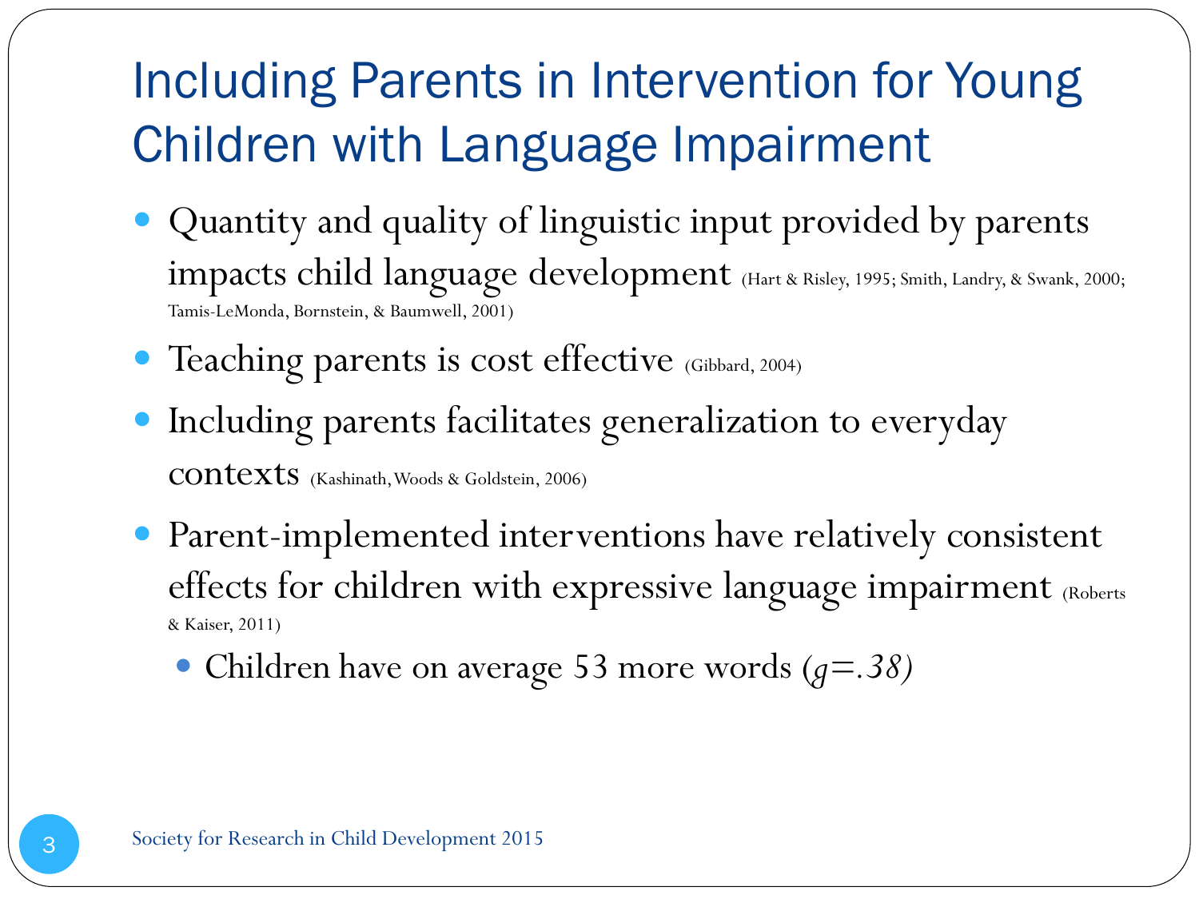# Including Parents in Intervention for Young Children with Language Impairment

- Quantity and quality of linguistic input provided by parents impacts child language development (Hart & Risley, 1995; Smith, Landry, & Swank, 2000; Tamis-LeMonda, Bornstein, & Baumwell, 2001)
- Teaching parents is cost effective (Gibbard, 2004)
- Including parents facilitates generalization to everyday contexts (Kashinath, Woods & Goldstein, 2006)
- Parent-implemented interventions have relatively consistent effects for children with expressive language impairment (Roberts & Kaiser, 2011)
  - Children have on average 53 more words (*g=.38)*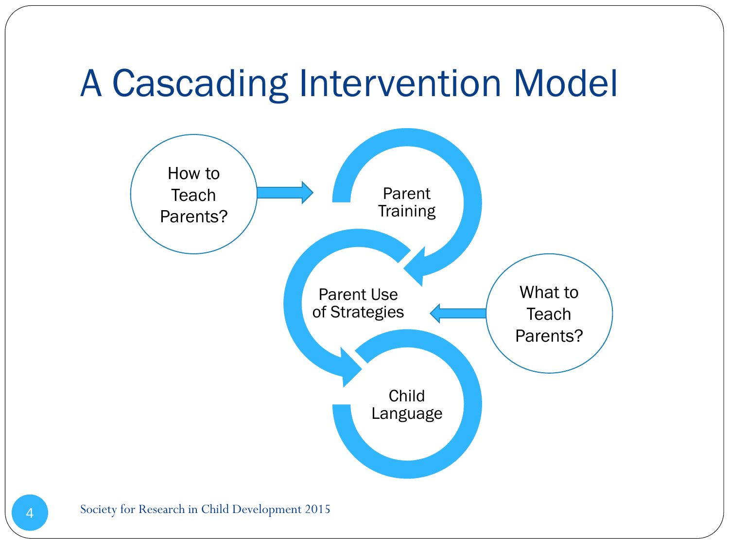# A Cascading Intervention Model

How to Teach Parents?

Parent Training

Parent Use of Strategies

What to Teach Parents?

Child Language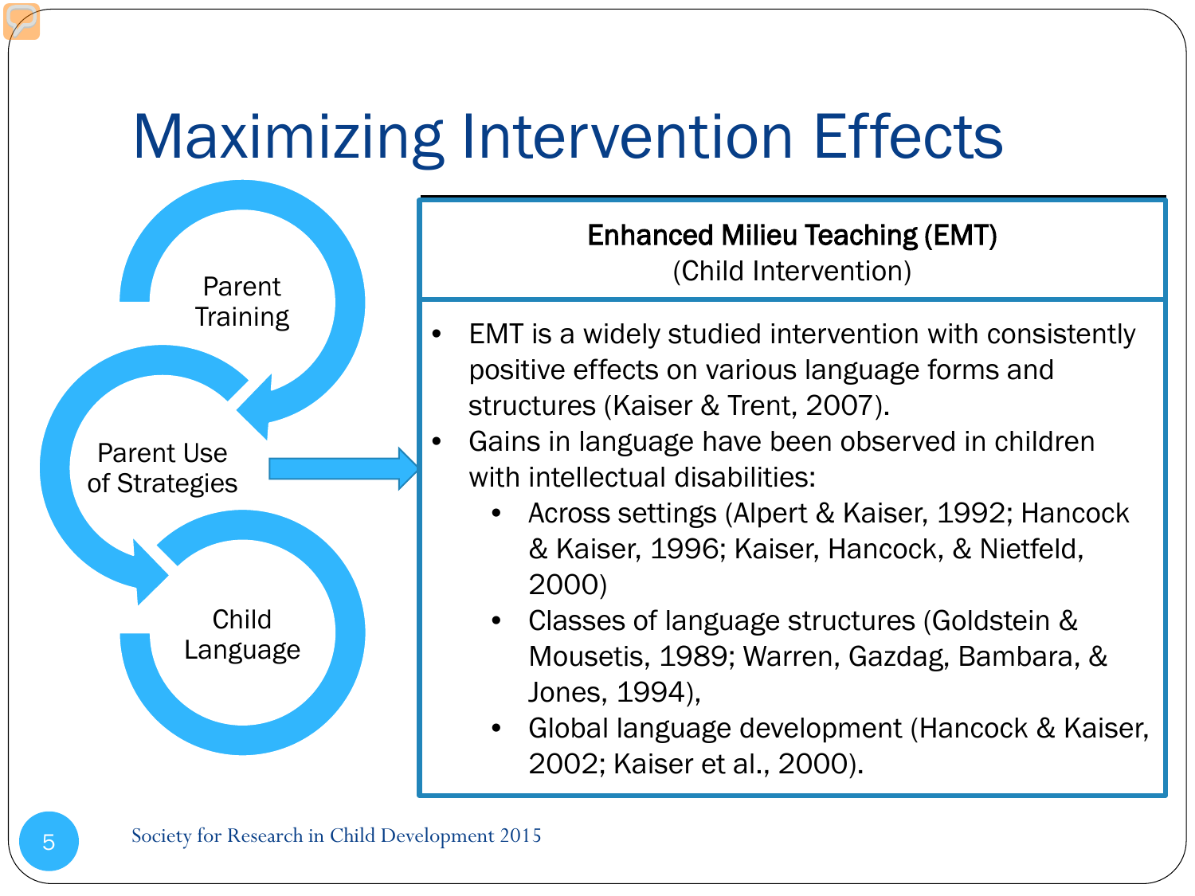# Maximizing Intervention Effects

Parent Training

Parent Use of Strategies

Child Language

**Enhanced Milieu Teaching (EMT)**
(Child Intervention)

- EMT is a widely studied intervention with consistently positive effects on various language forms and structures (Kaiser & Trent, 2007).
- Gains in language have been observed in children with intellectual disabilities:
  - Across settings (Alpert & Kaiser, 1992; Hancock & Kaiser, 1996; Kaiser, Hancock, & Nietfeld, 2000)
  - Classes of language structures (Goldstein & Mousetis, 1989; Warren, Gazdag, Bambara, & Jones, 1994),
  - Global language development (Hancock & Kaiser, 2002; Kaiser et al., 2000).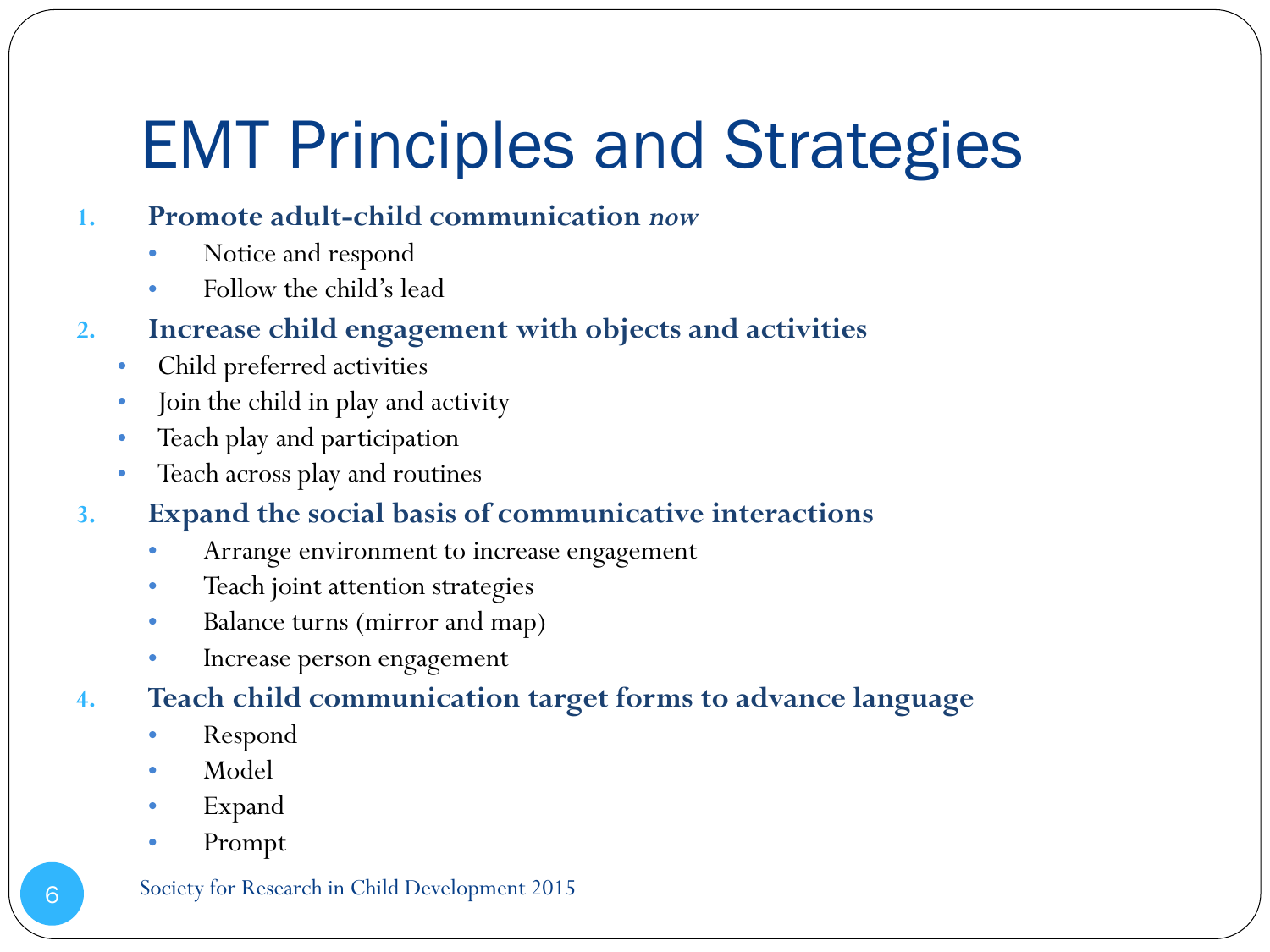# EMT Principles and Strategies

1. **Promote adult-child communication *now***
   - Notice and respond
   - Follow the child's lead
2. **Increase child engagement with objects and activities**
   - Child preferred activities
   - Join the child in play and activity
   - Teach play and participation
   - Teach across play and routines
3. **Expand the social basis of communicative interactions**
   - Arrange environment to increase engagement
   - Teach joint attention strategies
   - Balance turns (mirror and map)
   - Increase person engagement
4. **Teach child communication target forms to advance language**
   - Respond
   - Model
   - Expand
   - Prompt

Society for Research in Child Development 2015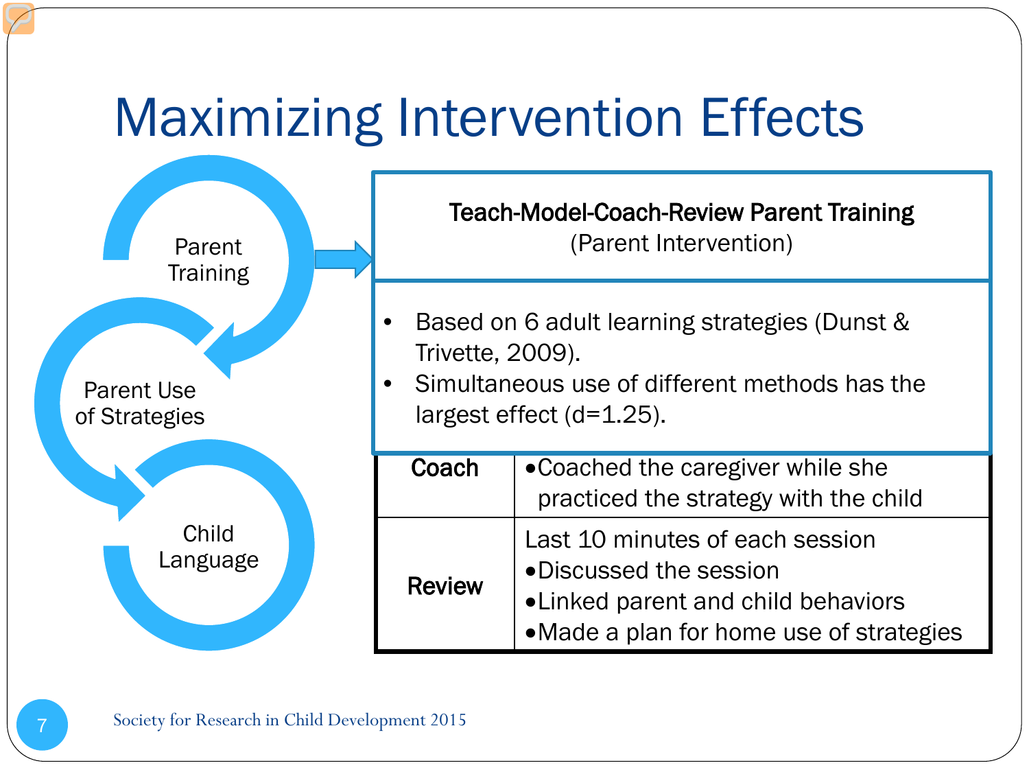# Maximizing Intervention Effects

Parent Training

Parent Use of Strategies

Child Language

**Teach-Model-Coach-Review Parent Training**
(Parent Intervention)

- Based on 6 adult learning strategies (Dunst & Trivette, 2009).
- Simultaneous use of different methods has the largest effect (d=1.25).

| | |
|---|---|
| **Coach** | •Coached the caregiver while she practiced the strategy with the child |
| **Review** | Last 10 minutes of each session<br>•Discussed the session<br>•Linked parent and child behaviors<br>•Made a plan for home use of strategies |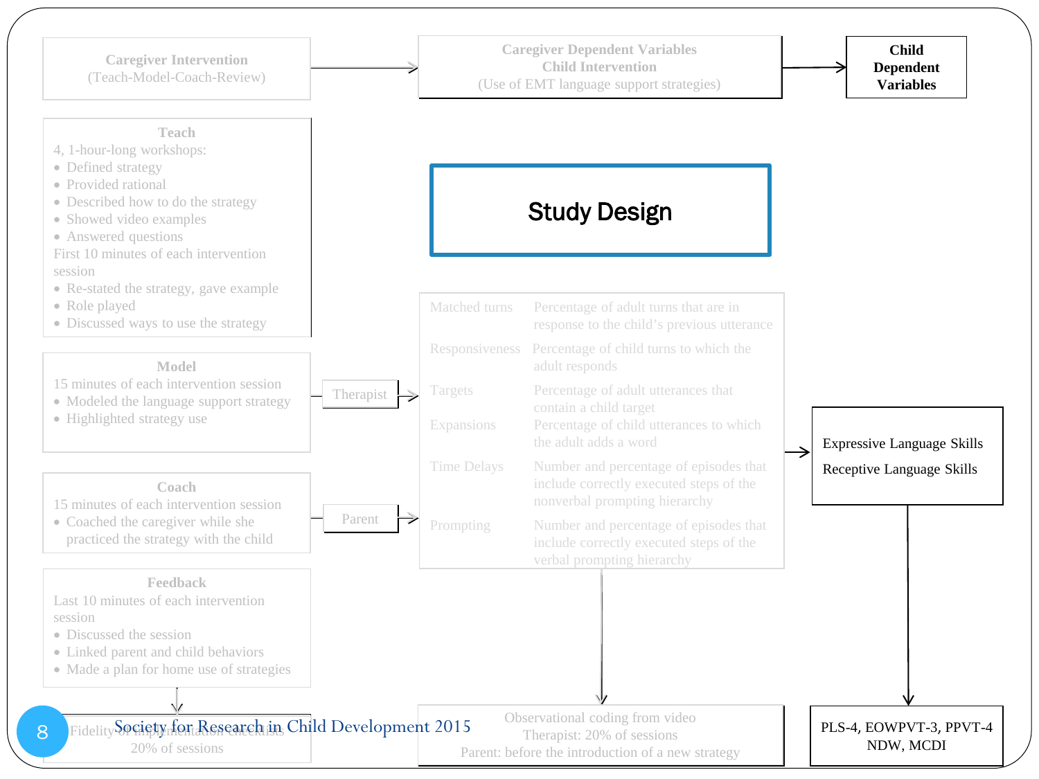# Study Design

**Caregiver Intervention**
(Teach-Model-Coach-Review)

**Teach**
4, 1-hour-long workshops:
- Defined strategy
- Provided rational
- Described how to do the strategy
- Showed video examples
- Answered questions

First 10 minutes of each intervention session
- Re-stated the strategy, gave example
- Role played
- Discussed ways to use the strategy

**Model**
15 minutes of each intervention session
- Modeled the language support strategy
- Highlighted strategy use

Therapist

**Coach**
15 minutes of each intervention session
- Coached the caregiver while she practiced the strategy with the child

Parent

**Feedback**
Last 10 minutes of each intervention session
- Discussed the session
- Linked parent and child behaviors
- Made a plan for home use of strategies

Fidelity of implementation checklists
20% of sessions

**Caregiver Dependent Variables**
**Child Intervention**
(Use of EMT language support strategies)

| | |
|---|---|
| Matched turns | Percentage of adult turns that are in response to the child's previous utterance |
| Responsiveness | Percentage of child turns to which the adult responds |
| Targets | Percentage of adult utterances that contain a child target |
| Expansions | Percentage of child utterances to which the adult adds a word |
| Time Delays | Number and percentage of episodes that include correctly executed steps of the nonverbal prompting hierarchy |
| Prompting | Number and percentage of episodes that include correctly executed steps of the verbal prompting hierarchy |

Observational coding from video
Therapist: 20% of sessions
Parent: before the introduction of a new strategy

**Child Dependent Variables**

Expressive Language Skills
Receptive Language Skills

PLS-4, EOWPVT-3, PPVT-4
NDW, MCDI

Society for Research in Child Development 2015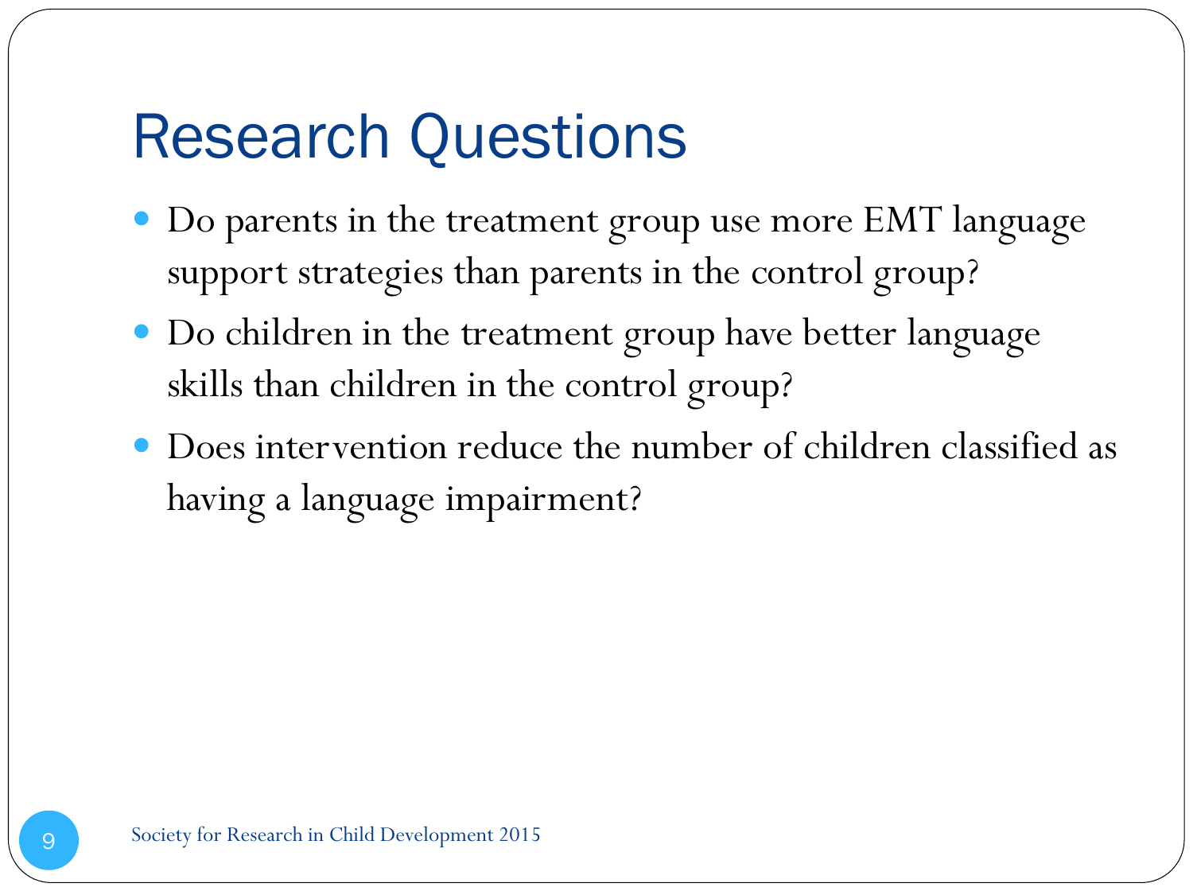# Research Questions

- Do parents in the treatment group use more EMT language support strategies than parents in the control group?
- Do children in the treatment group have better language skills than children in the control group?
- Does intervention reduce the number of children classified as having a language impairment?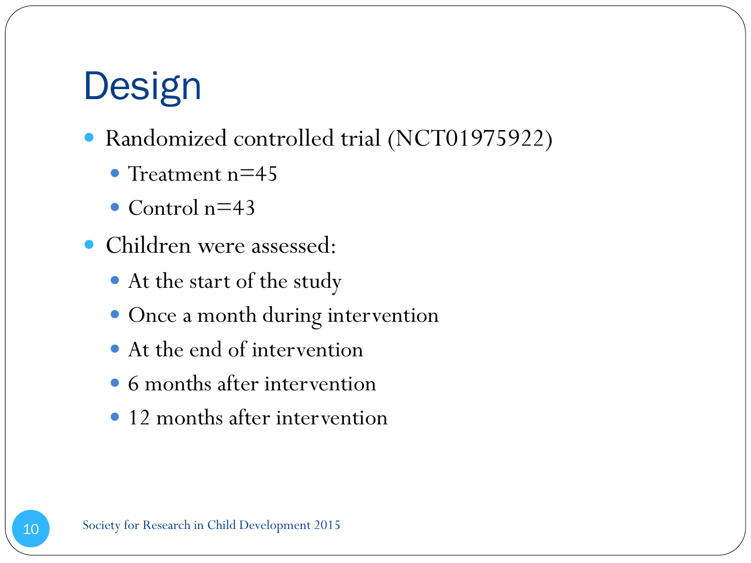# Design

- Randomized controlled trial (NCT01975922)
  - Treatment n=45
  - Control n=43
- Children were assessed:
  - At the start of the study
  - Once a month during intervention
  - At the end of intervention
  - 6 months after intervention
  - 12 months after intervention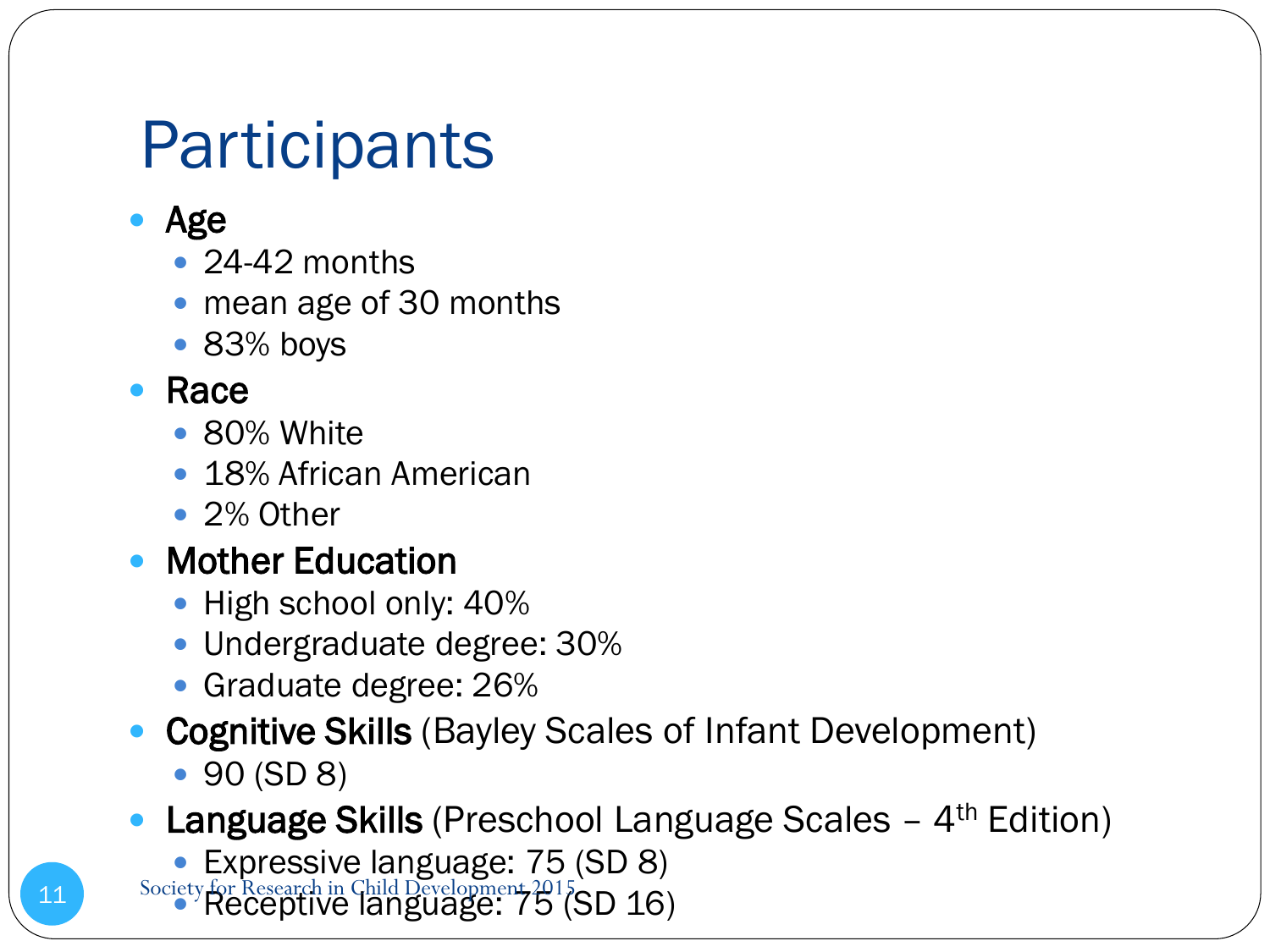# Participants

- **Age**
  - 24-42 months
  - mean age of 30 months
  - 83% boys
- **Race**
  - 80% White
  - 18% African American
  - 2% Other
- **Mother Education**
  - High school only: 40%
  - Undergraduate degree: 30%
  - Graduate degree: 26%
- **Cognitive Skills** (Bayley Scales of Infant Development)
  - 90 (SD 8)
- **Language Skills** (Preschool Language Scales – 4th Edition)
  - Expressive language: 75 (SD 8)
  - Receptive language: 75 (SD 16)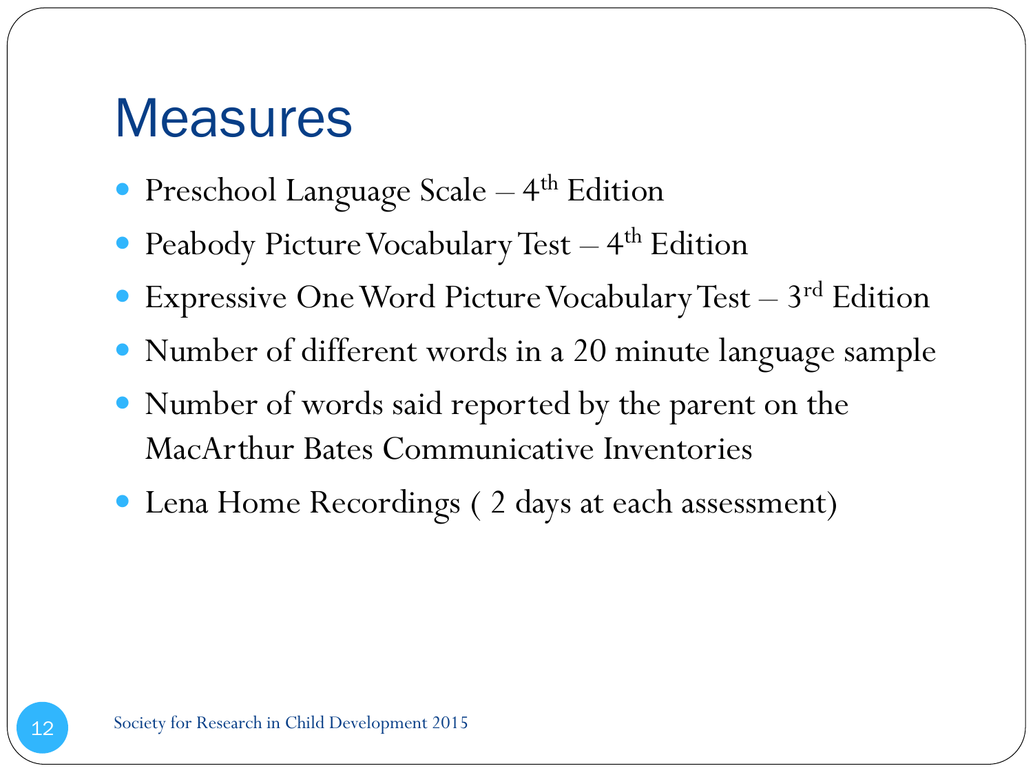# Measures

- Preschool Language Scale – 4th Edition
- Peabody Picture Vocabulary Test – 4th Edition
- Expressive One Word Picture Vocabulary Test – 3rd Edition
- Number of different words in a 20 minute language sample
- Number of words said reported by the parent on the MacArthur Bates Communicative Inventories
- Lena Home Recordings ( 2 days at each assessment)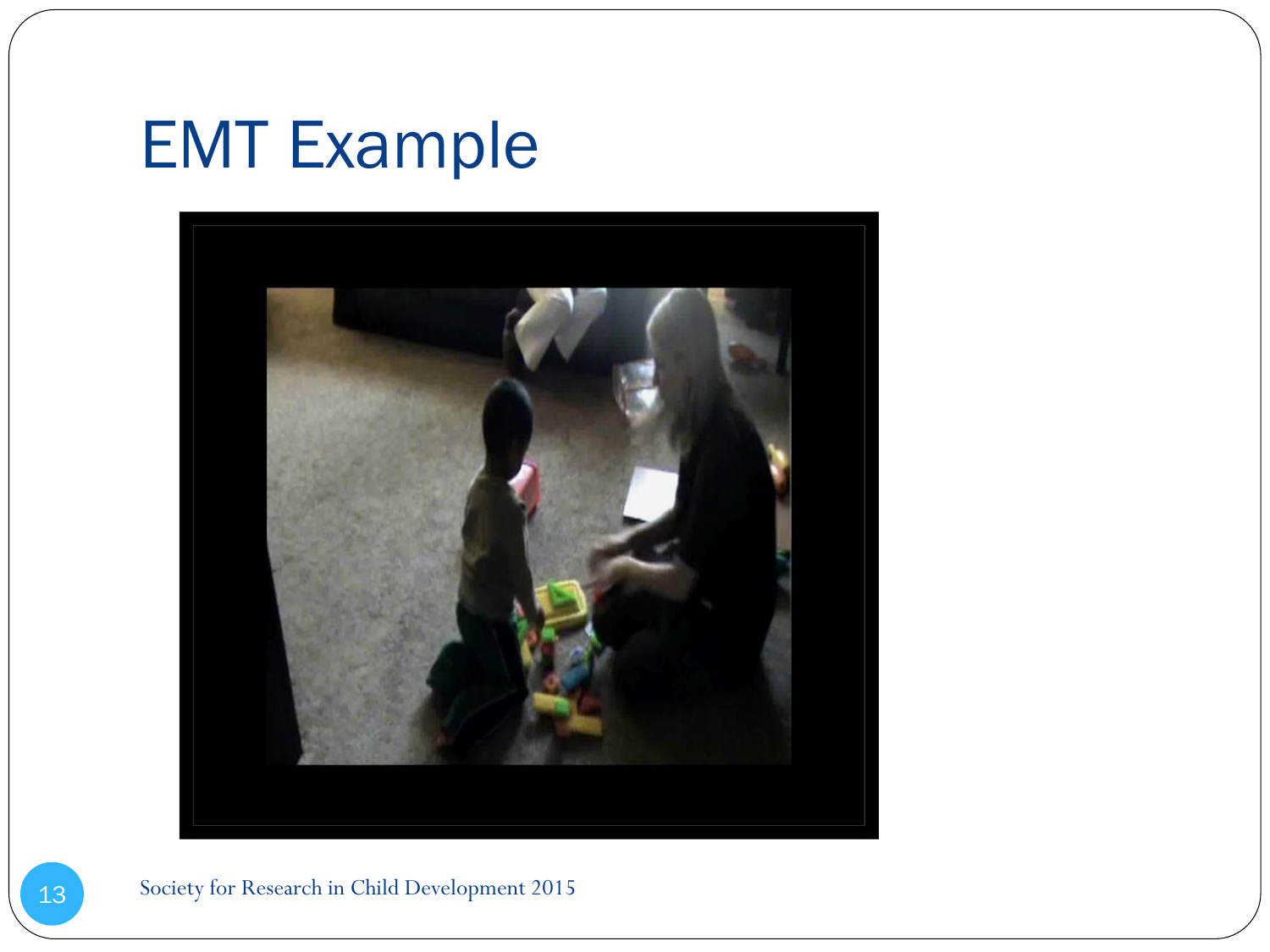# EMT Example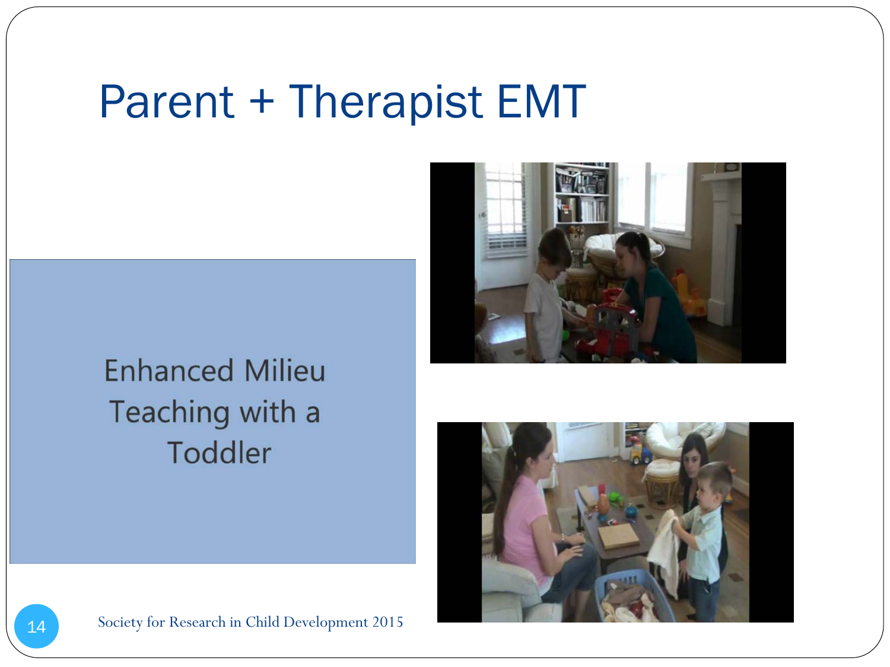# Parent + Therapist EMT

Enhanced Milieu Teaching with a Toddler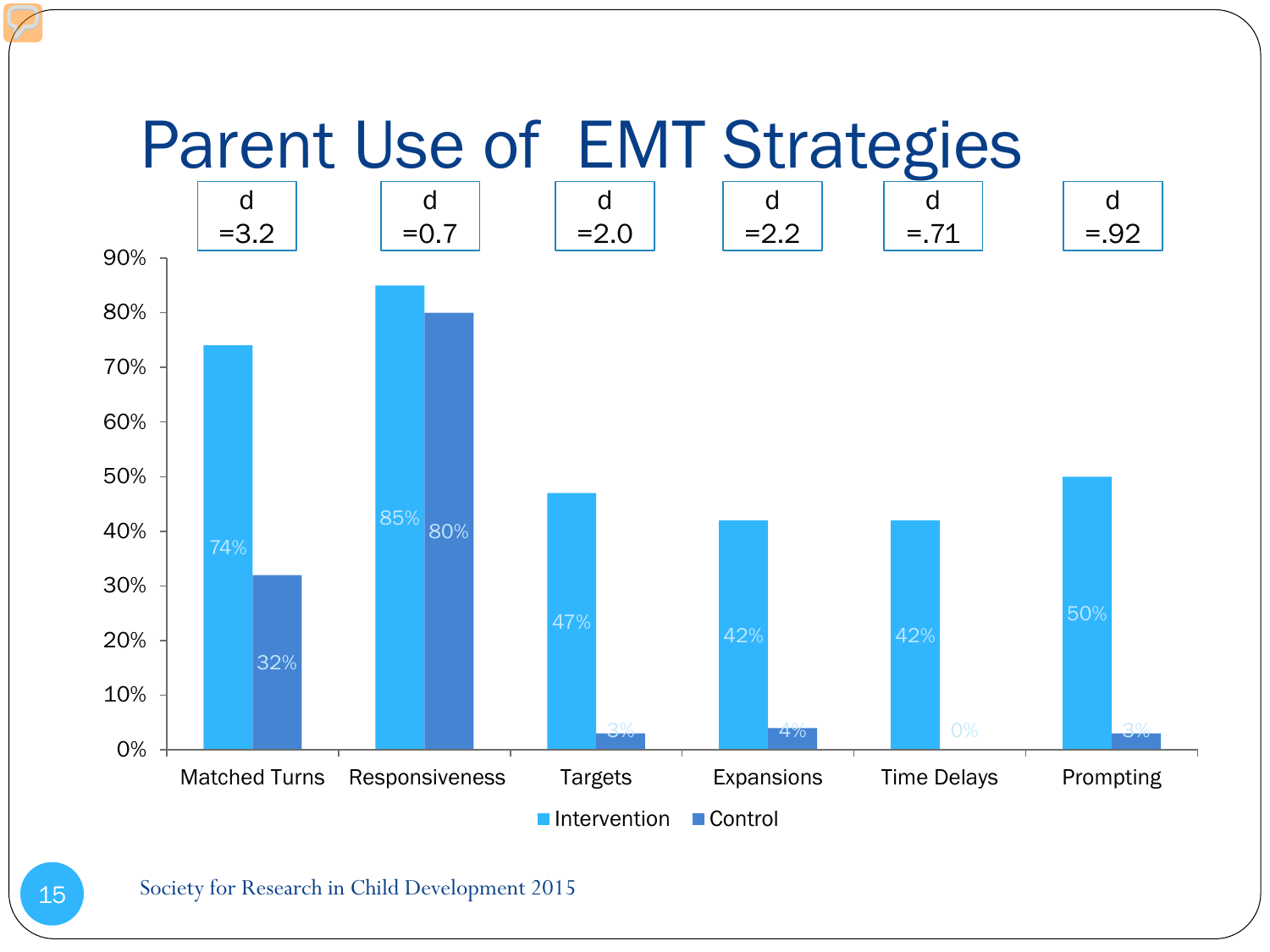# Parent Use of EMT Strategies

| | Matched Turns | Responsiveness | Targets | Expansions | Time Delays | Prompting |
|---|---|---|---|---|---|---|
| Effect size | d =3.2 | d =0.7 | d =2.0 | d =2.2 | d =.71 | d =.92 |
| Intervention | 74% | 85% | 47% | 42% | 42% | 50% |
| Control | 32% | 80% | 3% | 4% | 0% | 3% |

Society for Research in Child Development 2015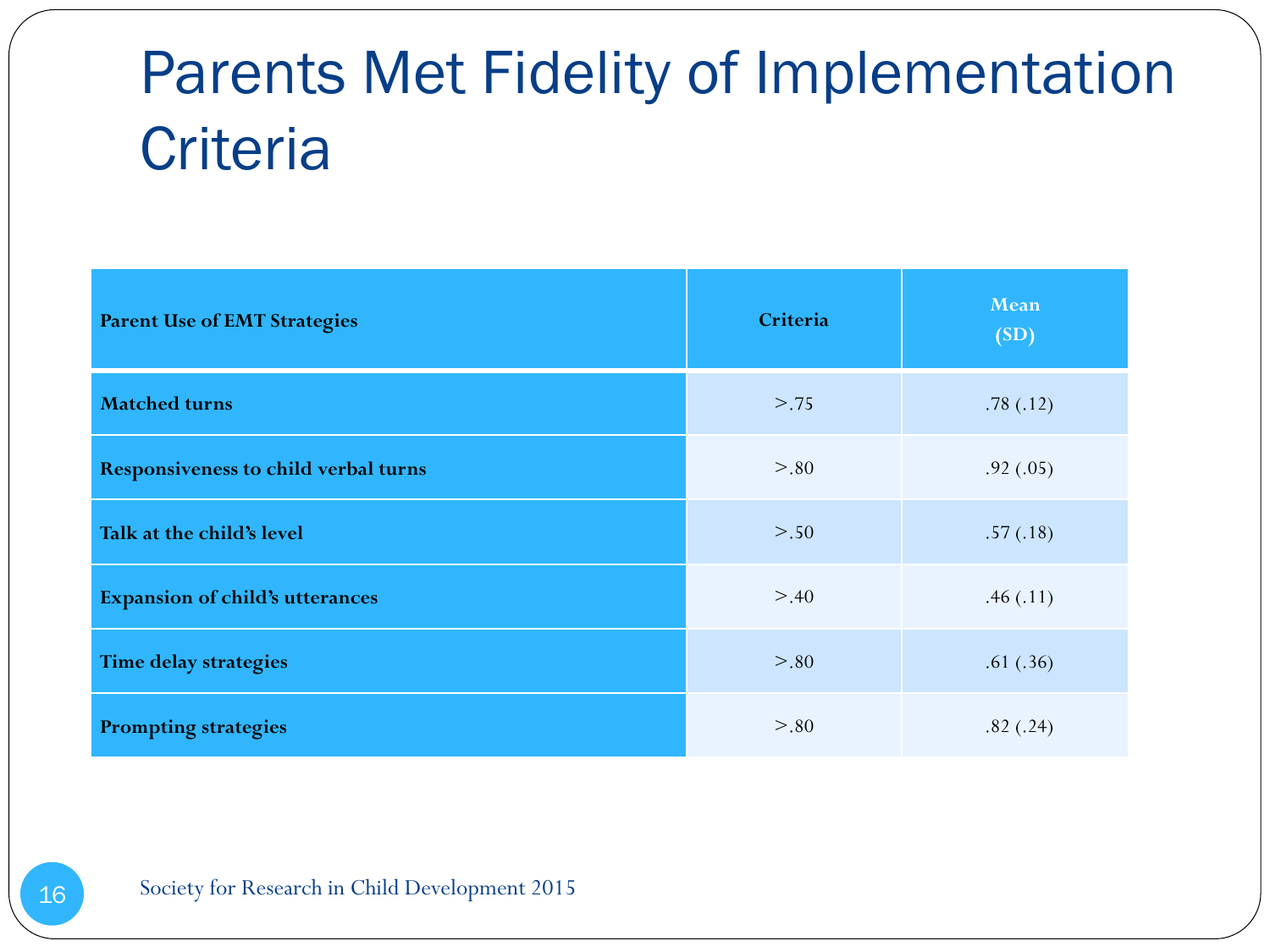# Parents Met Fidelity of Implementation Criteria

| Parent Use of EMT Strategies | Criteria | Mean (SD) |
|---|---|---|
| Matched turns | >.75 | .78 (.12) |
| Responsiveness to child verbal turns | >.80 | .92 (.05) |
| Talk at the child's level | >.50 | .57 (.18) |
| Expansion of child's utterances | >.40 | .46 (.11) |
| Time delay strategies | >.80 | .61 (.36) |
| Prompting strategies | >.80 | .82 (.24) |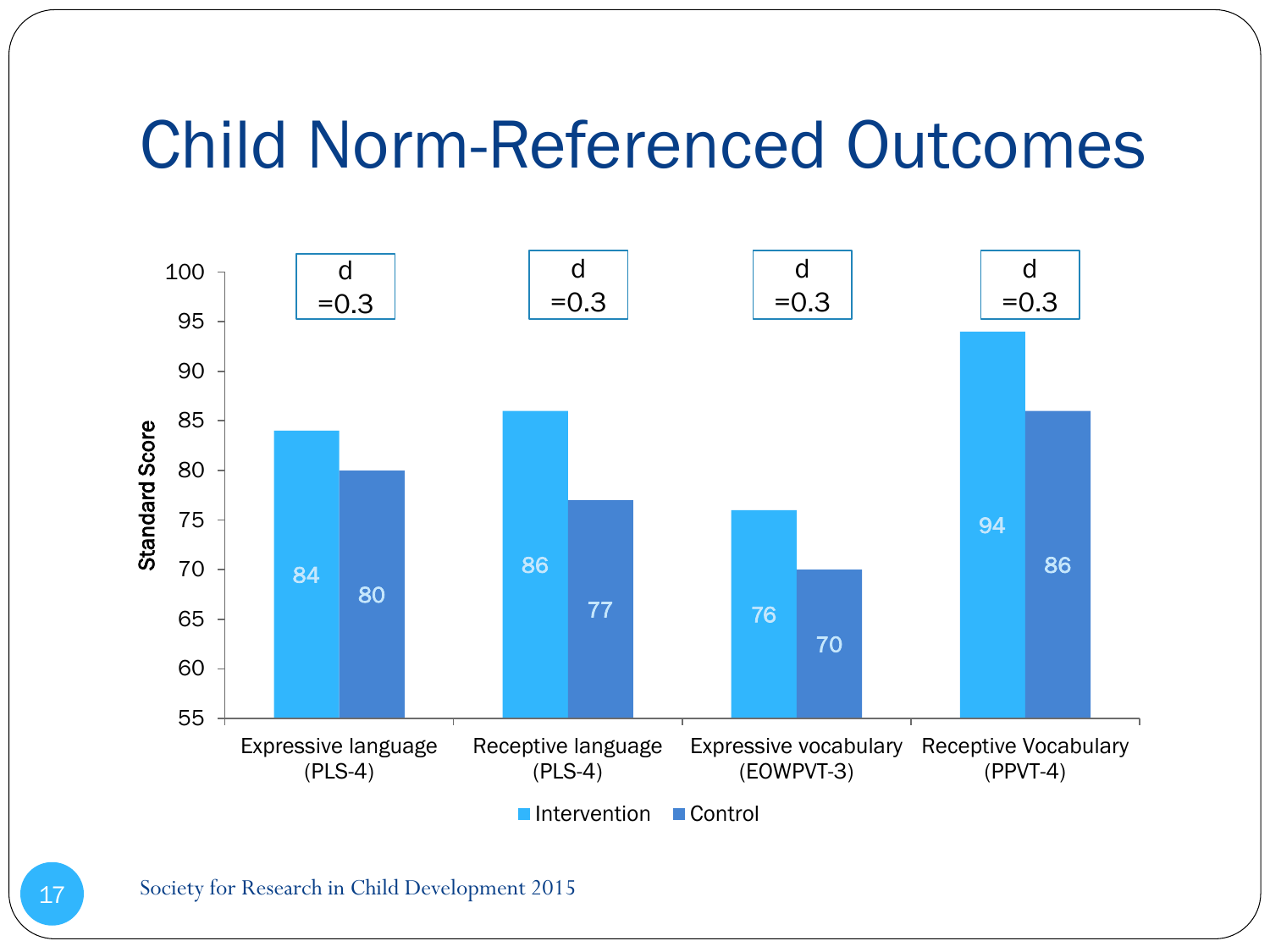# Child Norm-Referenced Outcomes

| | Expressive language (PLS-4) | Receptive language (PLS-4) | Expressive vocabulary (EOWPVT-3) | Receptive Vocabulary (PPVT-4) |
|---|---|---|---|---|
| Intervention | 84 | 86 | 76 | 94 |
| Control | 80 | 77 | 70 | 86 |
| Effect size | d =0.3 | d =0.3 | d =0.3 | d =0.3 |

Standard Score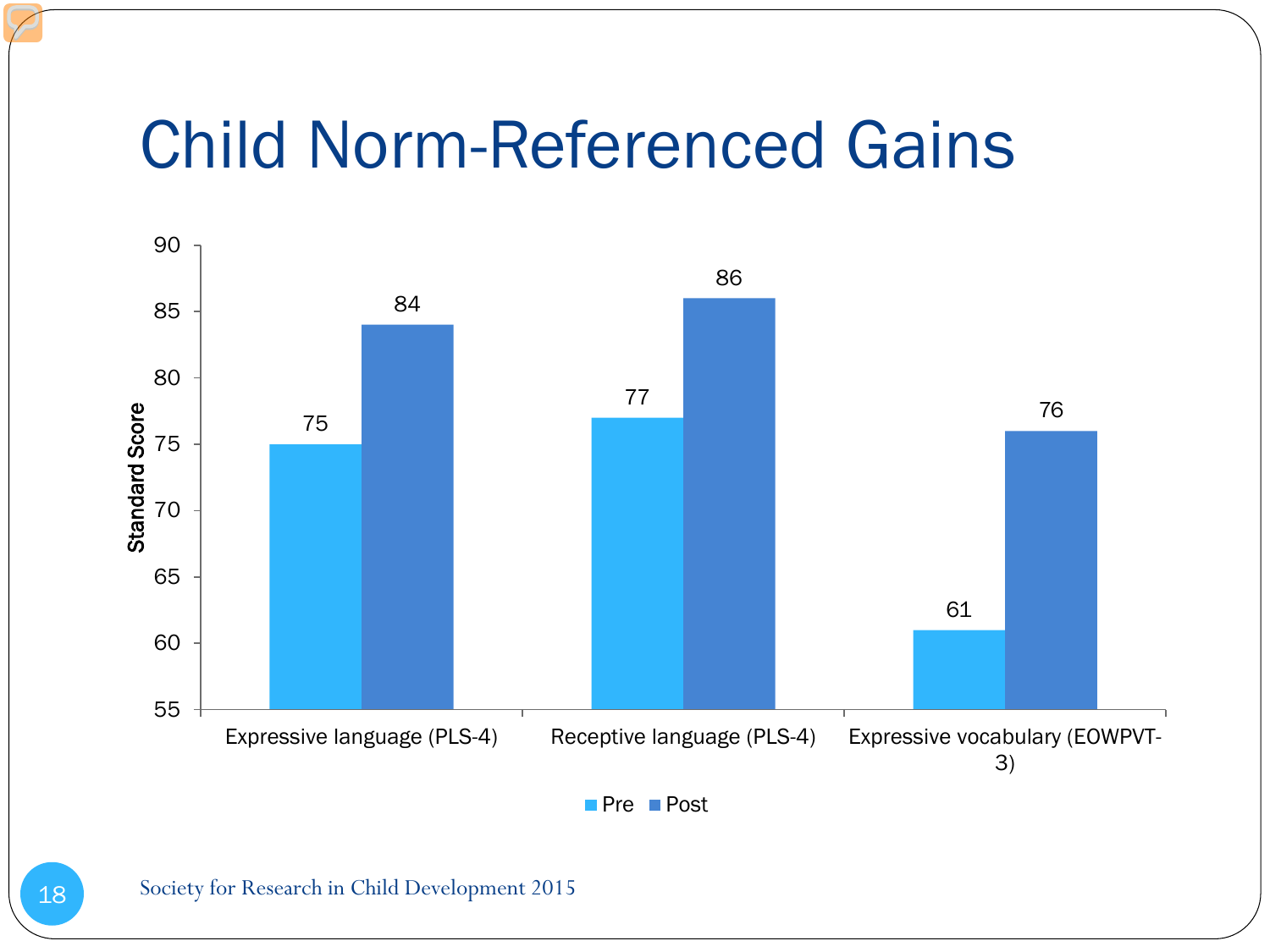# Child Norm-Referenced Gains

| | Pre | Post |
|---|---|---|
| Expressive language (PLS-4) | 75 | 84 |
| Receptive language (PLS-4) | 77 | 86 |
| Expressive vocabulary (EOWPVT-3) | 61 | 76 |

Standard Score

Society for Research in Child Development 2015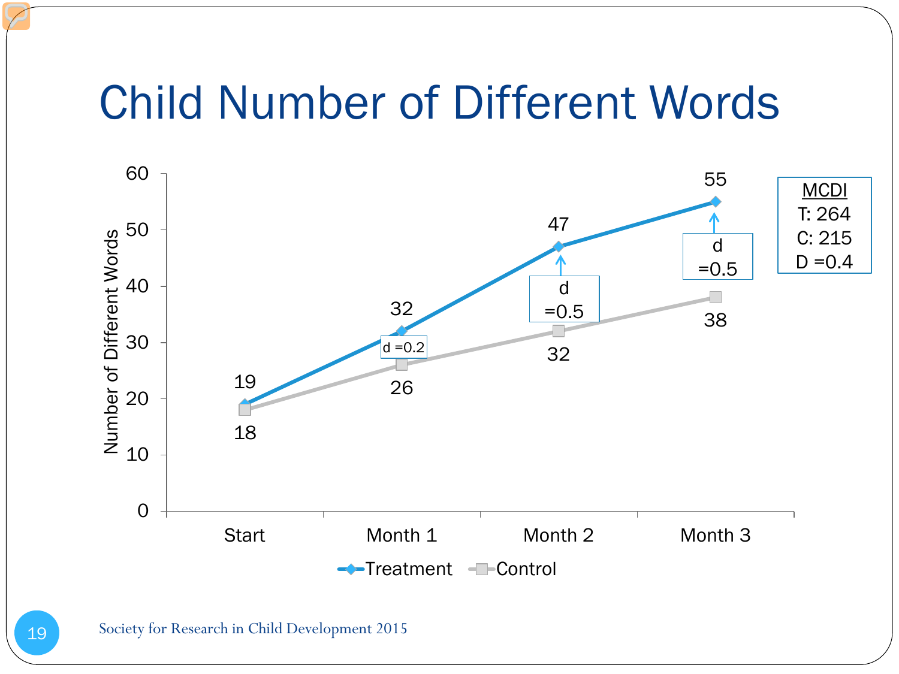# Child Number of Different Words

| | Start | Month 1 | Month 2 | Month 3 |
|---|---|---|---|---|
| Treatment | 19 | 32 | 47 | 55 |
| Control | 18 | 26 | 32 | 38 |
| d | | d =0.2 | d =0.5 | d =0.5 |

Number of Different Words

**MCDI**
T: 264
C: 215
D =0.4

Society for Research in Child Development 2015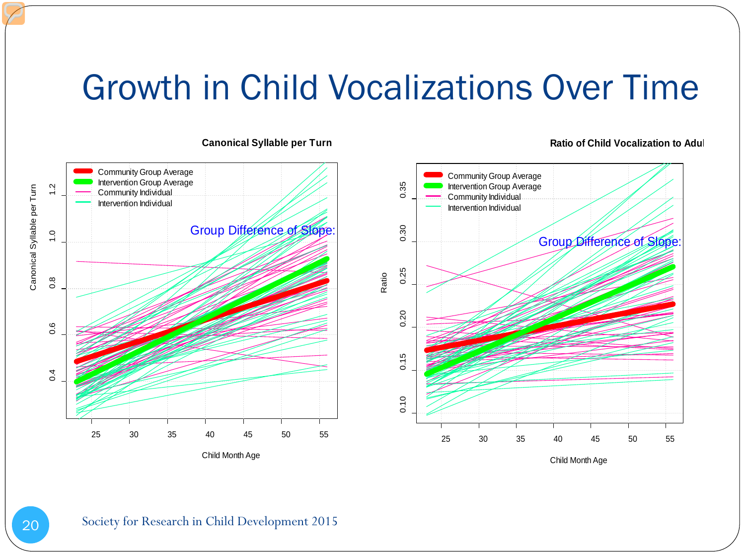# Growth in Child Vocalizations Over Time

**Canonical Syllable per Turn**

- Community Group Average
- Intervention Group Average
- Community Individual
- Intervention Individual

Group Difference of Slope:

Canonical Syllable per Turn

Child Month Age

**Ratio of Child Vocalization to Adul**

- Community Group Average
- Intervention Group Average
- Community Individual
- Intervention Individual

Group Difference of Slope:

Ratio

Child Month Age

Society for Research in Child Development 2015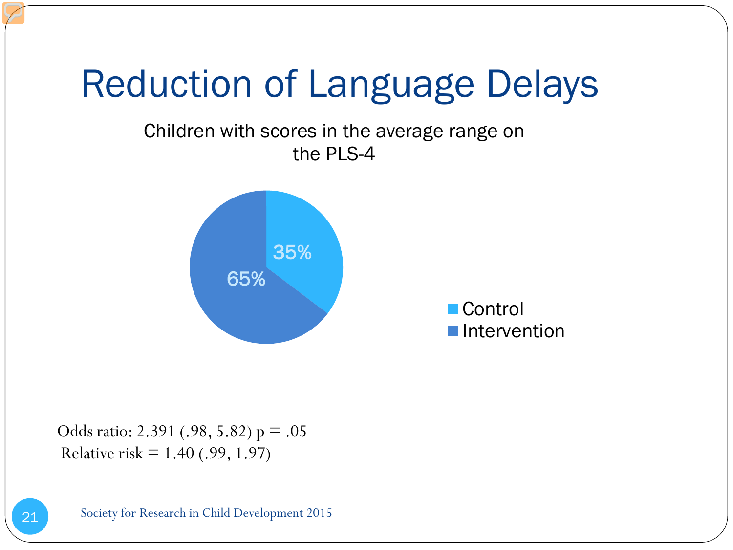# Reduction of Language Delays

Children with scores in the average range on the PLS-4

| | Percentage |
| --- | --- |
| Control | 35% |
| Intervention | 65% |

Odds ratio: 2.391 (.98, 5.82) $p = .05$

Relative risk = 1.40 (.99, 1.97)

Society for Research in Child Development 2015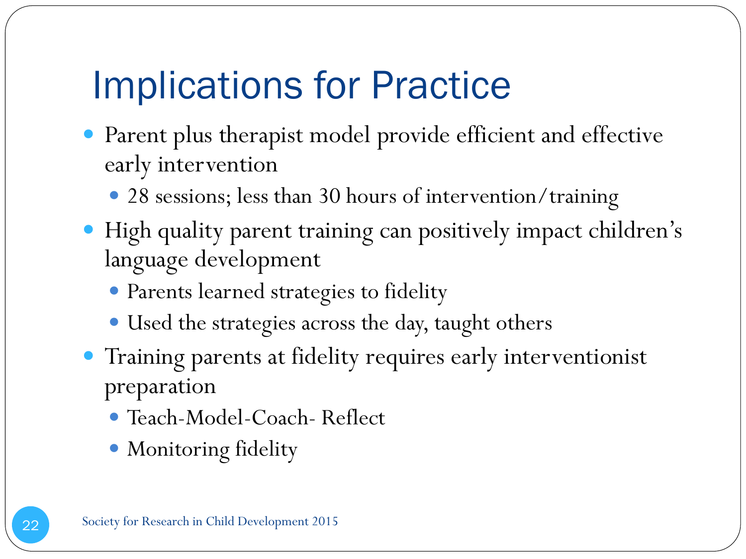# Implications for Practice

- Parent plus therapist model provide efficient and effective early intervention
  - 28 sessions; less than 30 hours of intervention/training
- High quality parent training can positively impact children's language development
  - Parents learned strategies to fidelity
  - Used the strategies across the day, taught others
- Training parents at fidelity requires early interventionist preparation
  - Teach-Model-Coach- Reflect
  - Monitoring fidelity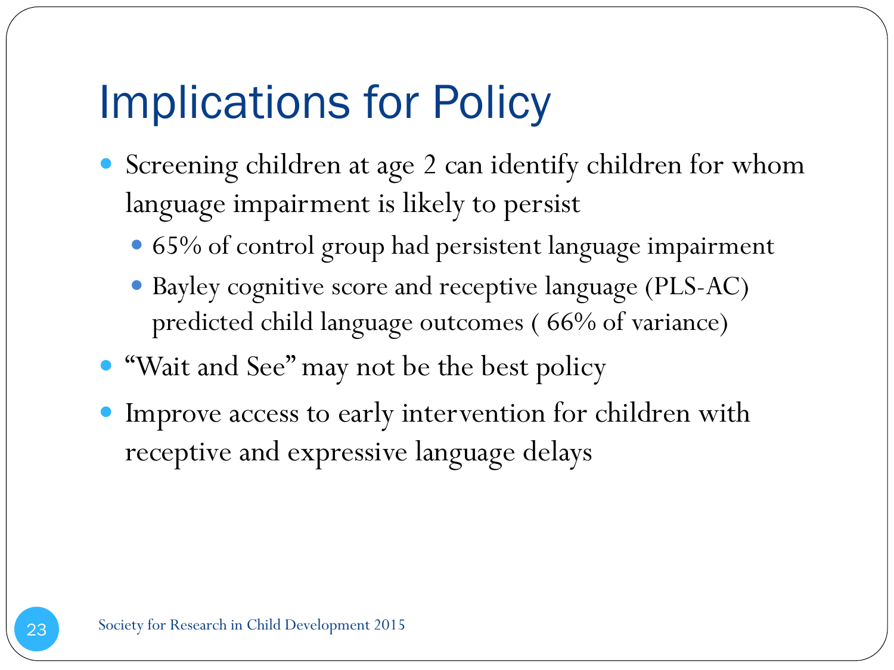# Implications for Policy

- Screening children at age 2 can identify children for whom language impairment is likely to persist
  - 65% of control group had persistent language impairment
  - Bayley cognitive score and receptive language (PLS-AC) predicted child language outcomes ( 66% of variance)
- "Wait and See" may not be the best policy
- Improve access to early intervention for children with receptive and expressive language delays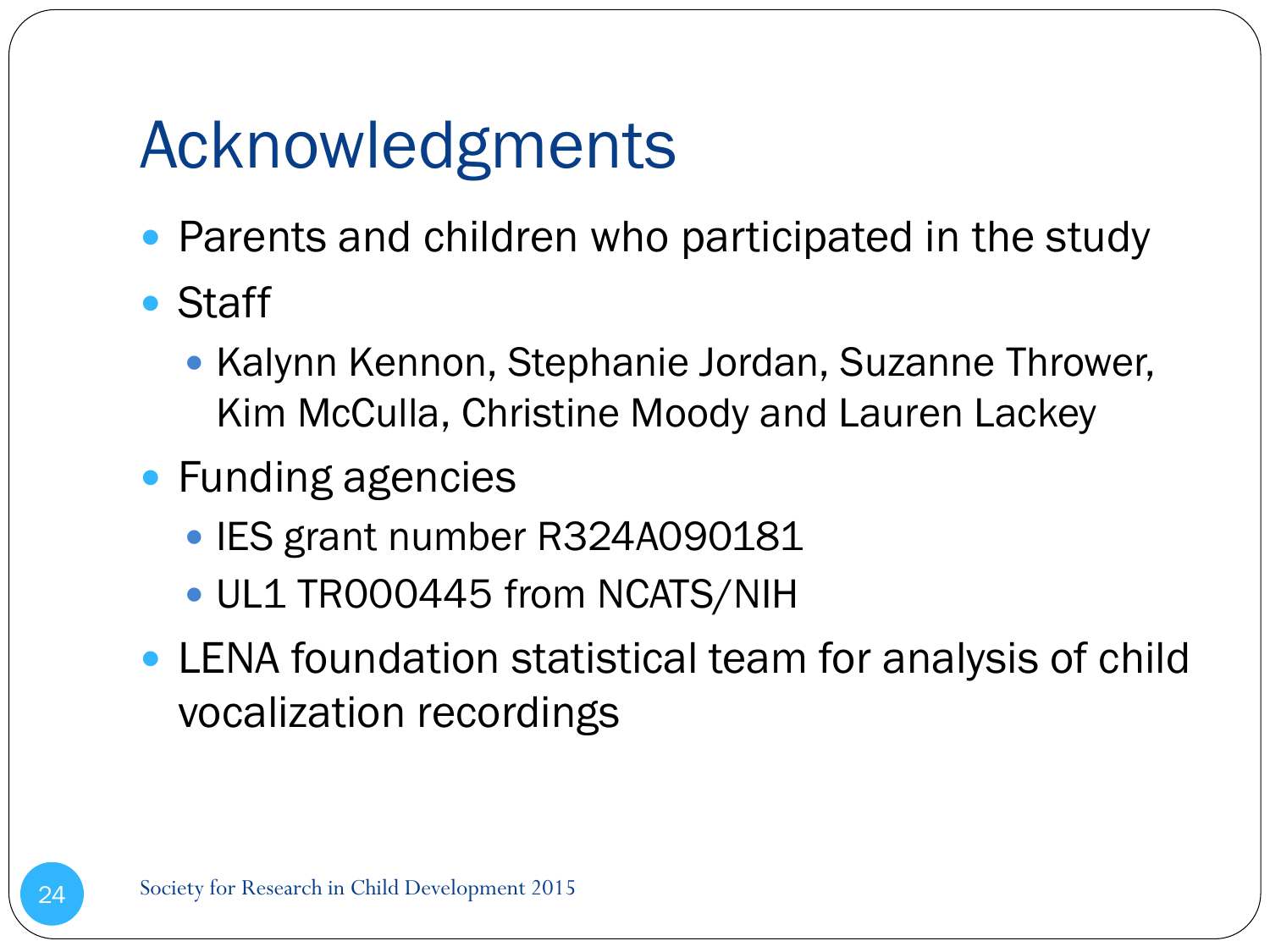# Acknowledgments

- Parents and children who participated in the study
- Staff
  - Kalynn Kennon, Stephanie Jordan, Suzanne Thrower, Kim McCulla, Christine Moody and Lauren Lackey
- Funding agencies
  - IES grant number R324A090181
  - UL1 TR000445 from NCATS/NIH
- LENA foundation statistical team for analysis of child vocalization recordings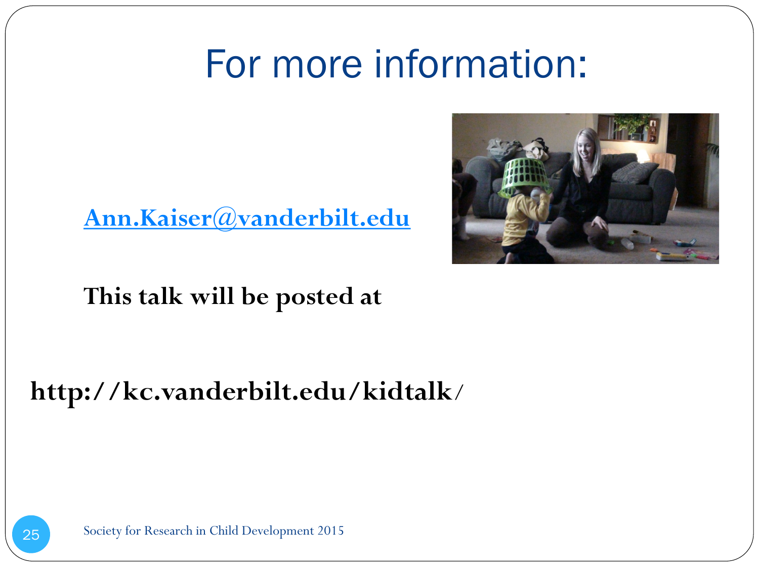# For more information:

Ann.Kaiser@vanderbilt.edu

**This talk will be posted at**

**http://kc.vanderbilt.edu/kidtalk/**